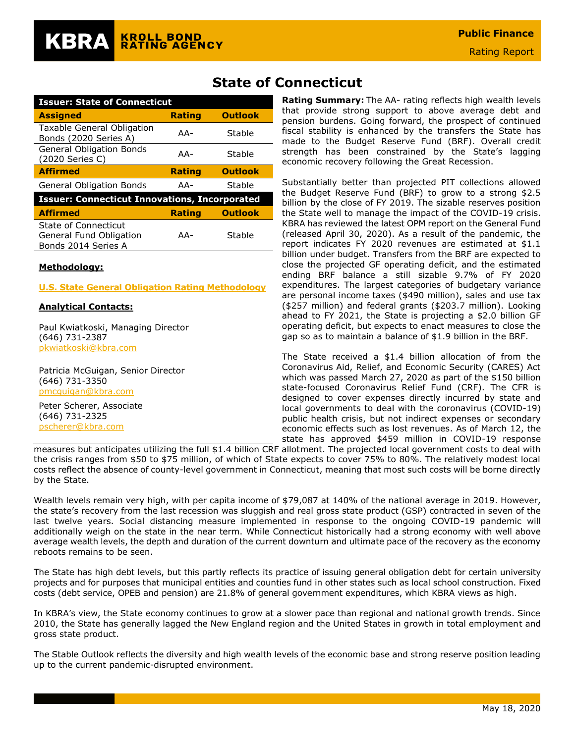# State of Connecticut

| Issuer: State of Connecticut | | |
|---|---|---|
| **Assigned** | **Rating** | **Outlook** |
| Taxable General Obligation Bonds (2020 Series A) | AA- | Stable |
| General Obligation Bonds (2020 Series C) | AA- | Stable |
| **Affirmed** | **Rating** | **Outlook** |
| General Obligation Bonds | AA- | Stable |
| **Issuer: Connecticut Innovations, Incorporated** | | |
| **Affirmed** | **Rating** | **Outlook** |
| State of Connecticut General Fund Obligation Bonds 2014 Series A | AA- | Stable |

**Methodology:**

U.S. State General Obligation Rating Methodology

**Analytical Contacts:**

Paul Kwiatkoski, Managing Director
(646) 731-2387
pkwiatkoski@kbra.com

Patricia McGuigan, Senior Director
(646) 731-3350
pmcguigan@kbra.com

Peter Scherer, Associate
(646) 731-2325
pscherer@kbra.com

**Rating Summary:** The AA- rating reflects high wealth levels that provide strong support to above average debt and pension burdens. Going forward, the prospect of continued fiscal stability is enhanced by the transfers the State has made to the Budget Reserve Fund (BRF). Overall credit strength has been constrained by the State's lagging economic recovery following the Great Recession.

Substantially better than projected PIT collections allowed the Budget Reserve Fund (BRF) to grow to a strong $2.5 billion by the close of FY 2019. The sizable reserves position the State well to manage the impact of the COVID-19 crisis. KBRA has reviewed the latest OPM report on the General Fund (released April 30, 2020). As a result of the pandemic, the report indicates FY 2020 revenues are estimated at $1.1 billion under budget. Transfers from the BRF are expected to close the projected GF operating deficit, and the estimated ending BRF balance a still sizable 9.7% of FY 2020 expenditures. The largest categories of budgetary variance are personal income taxes ($490 million), sales and use tax ($257 million) and federal grants ($203.7 million). Looking ahead to FY 2021, the State is projecting a $2.0 billion GF operating deficit, but expects to enact measures to close the gap so as to maintain a balance of $1.9 billion in the BRF.

The State received a $1.4 billion allocation of from the Coronavirus Aid, Relief, and Economic Security (CARES) Act which was passed March 27, 2020 as part of the $150 billion state-focused Coronavirus Relief Fund (CRF). The CFR is designed to cover expenses directly incurred by state and local governments to deal with the coronavirus (COVID-19) public health crisis, but not indirect expenses or secondary economic effects such as lost revenues. As of March 12, the state has approved $459 million in COVID-19 response measures but anticipates utilizing the full $1.4 billion CRF allotment. The projected local government costs to deal with the crisis ranges from $50 to $75 million, of which of State expects to cover 75% to 80%. The relatively modest local costs reflect the absence of county-level government in Connecticut, meaning that most such costs will be borne directly by the State.

Wealth levels remain very high, with per capita income of $79,087 at 140% of the national average in 2019. However, the state's recovery from the last recession was sluggish and real gross state product (GSP) contracted in seven of the last twelve years. Social distancing measure implemented in response to the ongoing COVID-19 pandemic will additionally weigh on the state in the near term. While Connecticut historically had a strong economy with well above average wealth levels, the depth and duration of the current downturn and ultimate pace of the recovery as the economy reboots remains to be seen.

The State has high debt levels, but this partly reflects its practice of issuing general obligation debt for certain university projects and for purposes that municipal entities and counties fund in other states such as local school construction. Fixed costs (debt service, OPEB and pension) are 21.8% of general government expenditures, which KBRA views as high.

In KBRA's view, the State economy continues to grow at a slower pace than regional and national growth trends. Since 2010, the State has generally lagged the New England region and the United States in growth in total employment and gross state product.

The Stable Outlook reflects the diversity and high wealth levels of the economic base and strong reserve position leading up to the current pandemic-disrupted environment.

May 18, 2020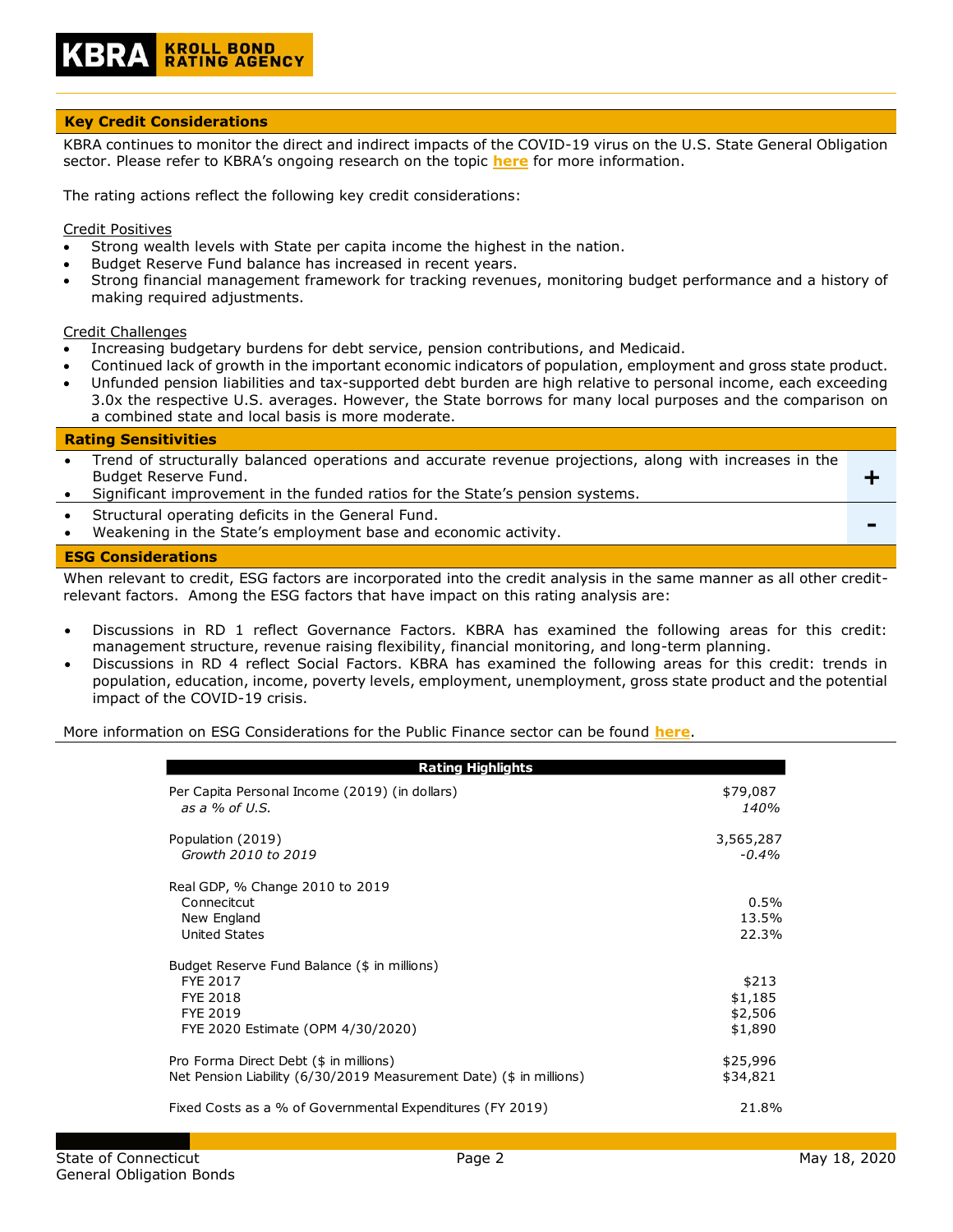## Key Credit Considerations

KBRA continues to monitor the direct and indirect impacts of the COVID-19 virus on the U.S. State General Obligation sector. Please refer to KBRA's ongoing research on the topic **here** for more information.

The rating actions reflect the following key credit considerations:

Credit Positives

- Strong wealth levels with State per capita income the highest in the nation.
- Budget Reserve Fund balance has increased in recent years.
- Strong financial management framework for tracking revenues, monitoring budget performance and a history of making required adjustments.

Credit Challenges

- Increasing budgetary burdens for debt service, pension contributions, and Medicaid.
- Continued lack of growth in the important economic indicators of population, employment and gross state product.
- Unfunded pension liabilities and tax-supported debt burden are high relative to personal income, each exceeding 3.0x the respective U.S. averages. However, the State borrows for many local purposes and the comparison on a combined state and local basis is more moderate.

## Rating Sensitivities

| | |
|---|---|
| • Trend of structurally balanced operations and accurate revenue projections, along with increases in the Budget Reserve Fund.<br>• Significant improvement in the funded ratios for the State's pension systems. | **+** |
| • Structural operating deficits in the General Fund.<br>• Weakening in the State's employment base and economic activity. | **-** |

## ESG Considerations

When relevant to credit, ESG factors are incorporated into the credit analysis in the same manner as all other credit-relevant factors. Among the ESG factors that have impact on this rating analysis are:

- Discussions in RD 1 reflect Governance Factors. KBRA has examined the following areas for this credit: management structure, revenue raising flexibility, financial monitoring, and long-term planning.
- Discussions in RD 4 reflect Social Factors. KBRA has examined the following areas for this credit: trends in population, education, income, poverty levels, employment, unemployment, gross state product and the potential impact of the COVID-19 crisis.

More information on ESG Considerations for the Public Finance sector can be found **here**.

| Rating Highlights | |
|---|---|
| Per Capita Personal Income (2019) (in dollars) | $79,087 |
| *as a % of U.S.* | *140%* |
| Population (2019) | 3,565,287 |
| *Growth 2010 to 2019* | *-0.4%* |
| Real GDP, % Change 2010 to 2019 | |
| Connecitcut | 0.5% |
| New England | 13.5% |
| United States | 22.3% |
| Budget Reserve Fund Balance ($ in millions) | |
| FYE 2017 | $213 |
| FYE 2018 | $1,185 |
| FYE 2019 | $2,506 |
| FYE 2020 Estimate (OPM 4/30/2020) | $1,890 |
| Pro Forma Direct Debt ($ in millions) | $25,996 |
| Net Pension Liability (6/30/2019 Measurement Date) ($ in millions) | $34,821 |
| Fixed Costs as a % of Governmental Expenditures (FY 2019) | 21.8% |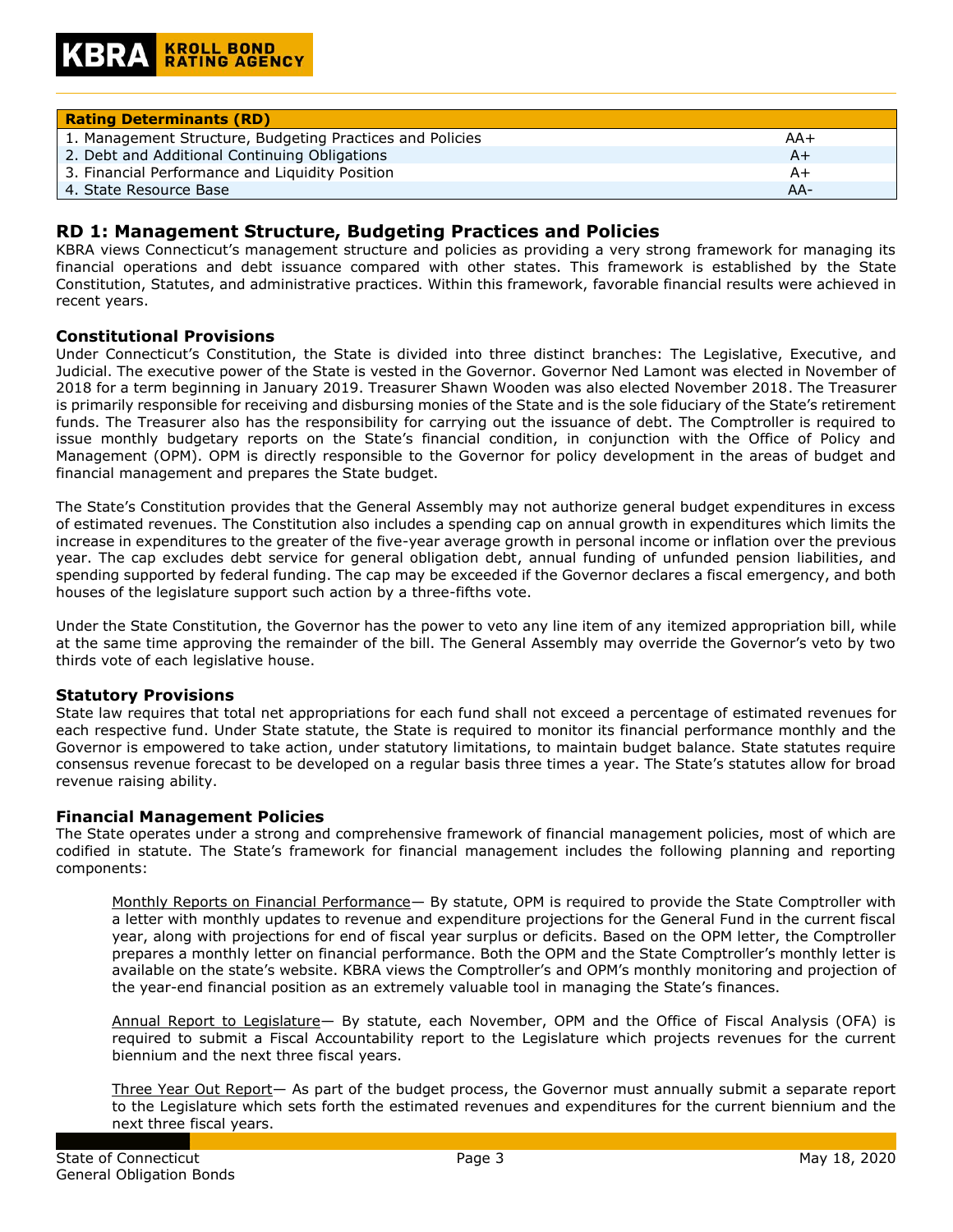| Rating Determinants (RD) | |
|---|---|
| 1. Management Structure, Budgeting Practices and Policies | AA+ |
| 2. Debt and Additional Continuing Obligations | A+ |
| 3. Financial Performance and Liquidity Position | A+ |
| 4. State Resource Base | AA- |

## RD 1: Management Structure, Budgeting Practices and Policies

KBRA views Connecticut's management structure and policies as providing a very strong framework for managing its financial operations and debt issuance compared with other states. This framework is established by the State Constitution, Statutes, and administrative practices. Within this framework, favorable financial results were achieved in recent years.

### Constitutional Provisions

Under Connecticut's Constitution, the State is divided into three distinct branches: The Legislative, Executive, and Judicial. The executive power of the State is vested in the Governor. Governor Ned Lamont was elected in November of 2018 for a term beginning in January 2019. Treasurer Shawn Wooden was also elected November 2018. The Treasurer is primarily responsible for receiving and disbursing monies of the State and is the sole fiduciary of the State's retirement funds. The Treasurer also has the responsibility for carrying out the issuance of debt. The Comptroller is required to issue monthly budgetary reports on the State's financial condition, in conjunction with the Office of Policy and Management (OPM). OPM is directly responsible to the Governor for policy development in the areas of budget and financial management and prepares the State budget.

The State's Constitution provides that the General Assembly may not authorize general budget expenditures in excess of estimated revenues. The Constitution also includes a spending cap on annual growth in expenditures which limits the increase in expenditures to the greater of the five-year average growth in personal income or inflation over the previous year. The cap excludes debt service for general obligation debt, annual funding of unfunded pension liabilities, and spending supported by federal funding. The cap may be exceeded if the Governor declares a fiscal emergency, and both houses of the legislature support such action by a three-fifths vote.

Under the State Constitution, the Governor has the power to veto any line item of any itemized appropriation bill, while at the same time approving the remainder of the bill. The General Assembly may override the Governor's veto by two thirds vote of each legislative house.

### Statutory Provisions

State law requires that total net appropriations for each fund shall not exceed a percentage of estimated revenues for each respective fund. Under State statute, the State is required to monitor its financial performance monthly and the Governor is empowered to take action, under statutory limitations, to maintain budget balance. State statutes require consensus revenue forecast to be developed on a regular basis three times a year. The State's statutes allow for broad revenue raising ability.

### Financial Management Policies

The State operates under a strong and comprehensive framework of financial management policies, most of which are codified in statute. The State's framework for financial management includes the following planning and reporting components:

<u>Monthly Reports on Financial Performance</u>— By statute, OPM is required to provide the State Comptroller with a letter with monthly updates to revenue and expenditure projections for the General Fund in the current fiscal year, along with projections for end of fiscal year surplus or deficits. Based on the OPM letter, the Comptroller prepares a monthly letter on financial performance. Both the OPM and the State Comptroller's monthly letter is available on the state's website. KBRA views the Comptroller's and OPM's monthly monitoring and projection of the year-end financial position as an extremely valuable tool in managing the State's finances.

<u>Annual Report to Legislature</u>— By statute, each November, OPM and the Office of Fiscal Analysis (OFA) is required to submit a Fiscal Accountability report to the Legislature which projects revenues for the current biennium and the next three fiscal years.

<u>Three Year Out Report</u>— As part of the budget process, the Governor must annually submit a separate report to the Legislature which sets forth the estimated revenues and expenditures for the current biennium and the next three fiscal years.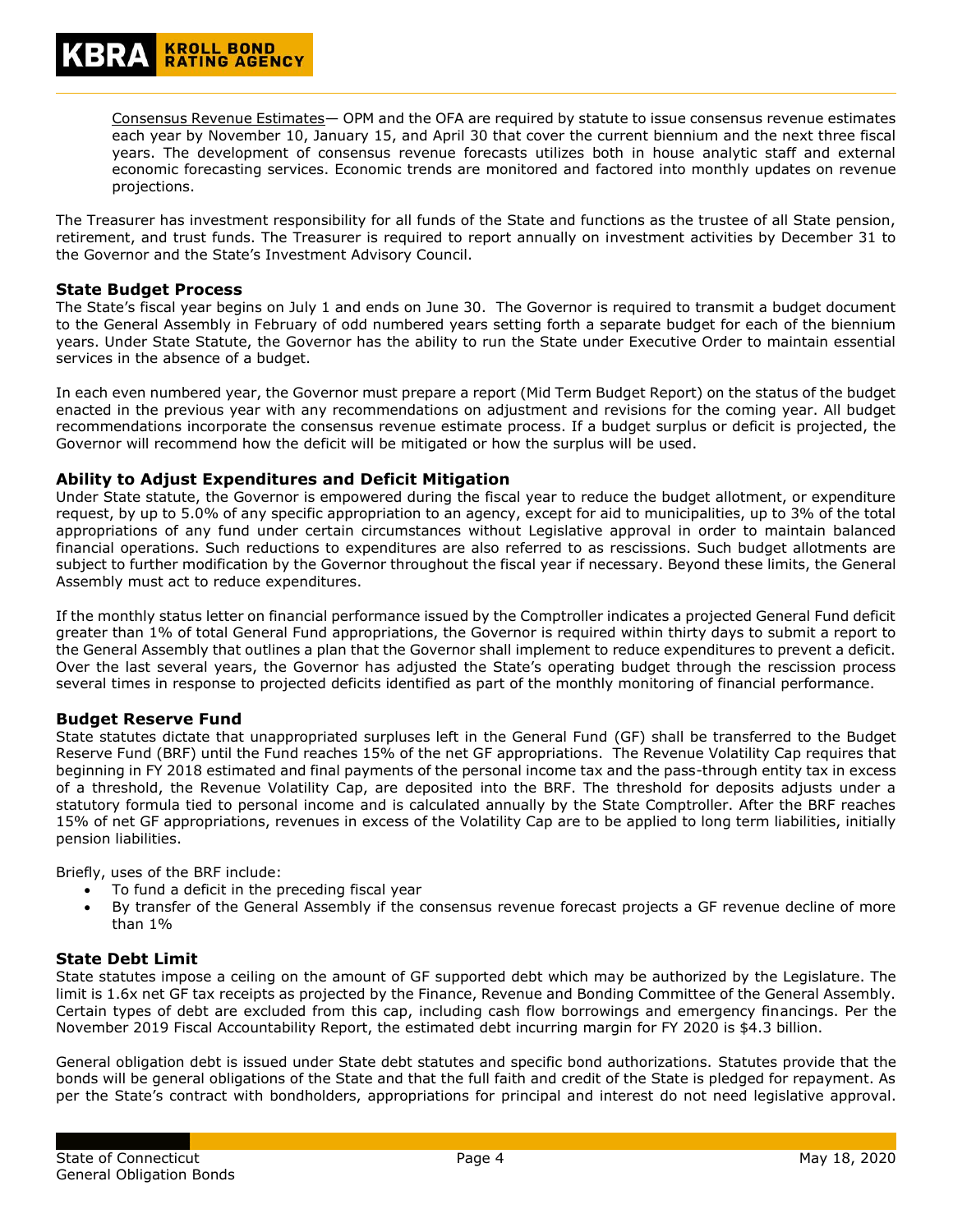Consensus Revenue Estimates— OPM and the OFA are required by statute to issue consensus revenue estimates each year by November 10, January 15, and April 30 that cover the current biennium and the next three fiscal years. The development of consensus revenue forecasts utilizes both in house analytic staff and external economic forecasting services. Economic trends are monitored and factored into monthly updates on revenue projections.

The Treasurer has investment responsibility for all funds of the State and functions as the trustee of all State pension, retirement, and trust funds. The Treasurer is required to report annually on investment activities by December 31 to the Governor and the State's Investment Advisory Council.

### State Budget Process

The State's fiscal year begins on July 1 and ends on June 30. The Governor is required to transmit a budget document to the General Assembly in February of odd numbered years setting forth a separate budget for each of the biennium years. Under State Statute, the Governor has the ability to run the State under Executive Order to maintain essential services in the absence of a budget.

In each even numbered year, the Governor must prepare a report (Mid Term Budget Report) on the status of the budget enacted in the previous year with any recommendations on adjustment and revisions for the coming year. All budget recommendations incorporate the consensus revenue estimate process. If a budget surplus or deficit is projected, the Governor will recommend how the deficit will be mitigated or how the surplus will be used.

### Ability to Adjust Expenditures and Deficit Mitigation

Under State statute, the Governor is empowered during the fiscal year to reduce the budget allotment, or expenditure request, by up to 5.0% of any specific appropriation to an agency, except for aid to municipalities, up to 3% of the total appropriations of any fund under certain circumstances without Legislative approval in order to maintain balanced financial operations. Such reductions to expenditures are also referred to as rescissions. Such budget allotments are subject to further modification by the Governor throughout the fiscal year if necessary. Beyond these limits, the General Assembly must act to reduce expenditures.

If the monthly status letter on financial performance issued by the Comptroller indicates a projected General Fund deficit greater than 1% of total General Fund appropriations, the Governor is required within thirty days to submit a report to the General Assembly that outlines a plan that the Governor shall implement to reduce expenditures to prevent a deficit. Over the last several years, the Governor has adjusted the State's operating budget through the rescission process several times in response to projected deficits identified as part of the monthly monitoring of financial performance.

### Budget Reserve Fund

State statutes dictate that unappropriated surpluses left in the General Fund (GF) shall be transferred to the Budget Reserve Fund (BRF) until the Fund reaches 15% of the net GF appropriations. The Revenue Volatility Cap requires that beginning in FY 2018 estimated and final payments of the personal income tax and the pass-through entity tax in excess of a threshold, the Revenue Volatility Cap, are deposited into the BRF. The threshold for deposits adjusts under a statutory formula tied to personal income and is calculated annually by the State Comptroller. After the BRF reaches 15% of net GF appropriations, revenues in excess of the Volatility Cap are to be applied to long term liabilities, initially pension liabilities.

Briefly, uses of the BRF include:

- To fund a deficit in the preceding fiscal year
- By transfer of the General Assembly if the consensus revenue forecast projects a GF revenue decline of more than 1%

### State Debt Limit

State statutes impose a ceiling on the amount of GF supported debt which may be authorized by the Legislature. The limit is 1.6x net GF tax receipts as projected by the Finance, Revenue and Bonding Committee of the General Assembly. Certain types of debt are excluded from this cap, including cash flow borrowings and emergency financings. Per the November 2019 Fiscal Accountability Report, the estimated debt incurring margin for FY 2020 is $4.3 billion.

General obligation debt is issued under State debt statutes and specific bond authorizations. Statutes provide that the bonds will be general obligations of the State and that the full faith and credit of the State is pledged for repayment. As per the State's contract with bondholders, appropriations for principal and interest do not need legislative approval.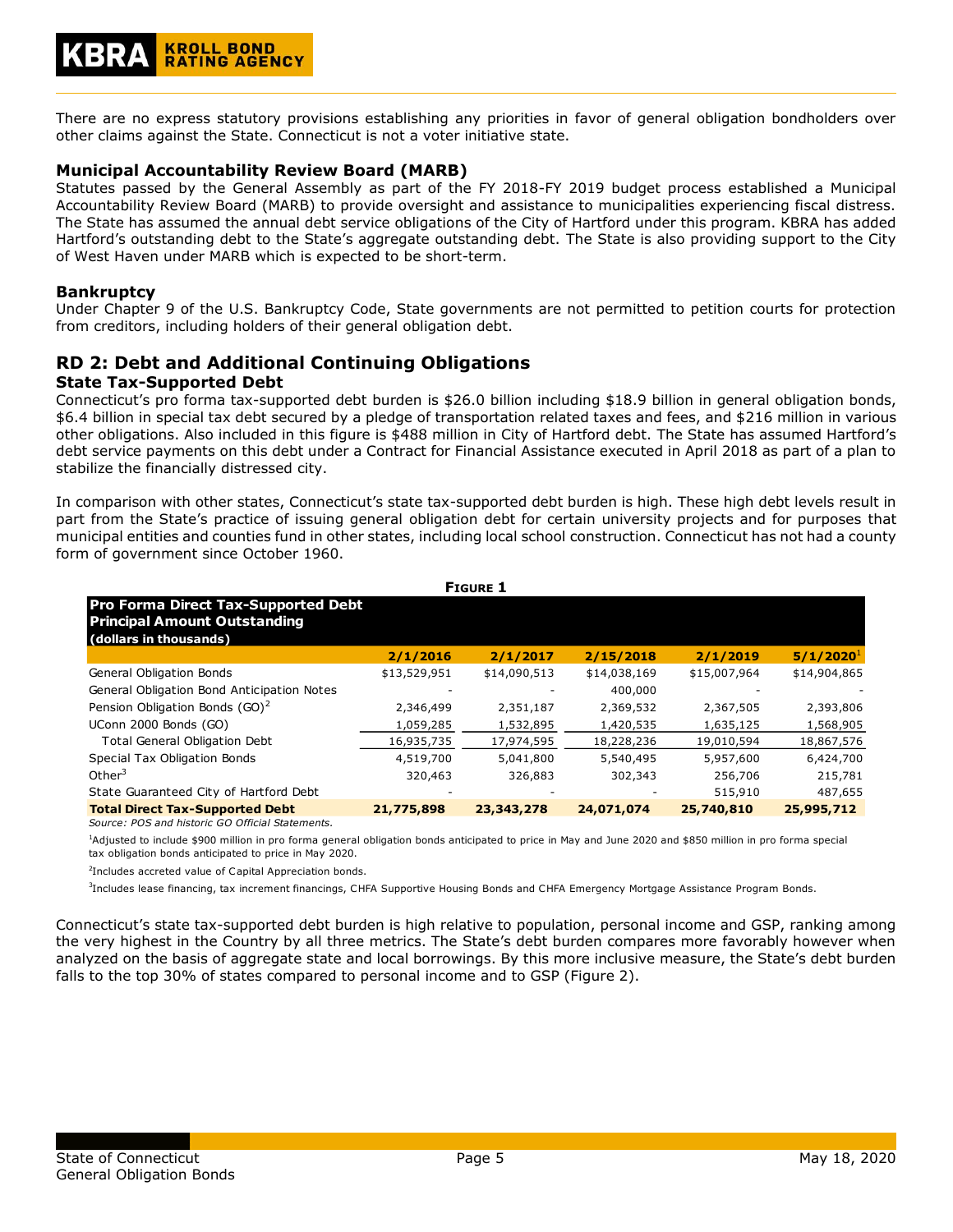There are no express statutory provisions establishing any priorities in favor of general obligation bondholders over other claims against the State. Connecticut is not a voter initiative state.

### Municipal Accountability Review Board (MARB)

Statutes passed by the General Assembly as part of the FY 2018-FY 2019 budget process established a Municipal Accountability Review Board (MARB) to provide oversight and assistance to municipalities experiencing fiscal distress. The State has assumed the annual debt service obligations of the City of Hartford under this program. KBRA has added Hartford's outstanding debt to the State's aggregate outstanding debt. The State is also providing support to the City of West Haven under MARB which is expected to be short-term.

### Bankruptcy

Under Chapter 9 of the U.S. Bankruptcy Code, State governments are not permitted to petition courts for protection from creditors, including holders of their general obligation debt.

## RD 2: Debt and Additional Continuing Obligations

### State Tax-Supported Debt

Connecticut's pro forma tax-supported debt burden is $26.0 billion including $18.9 billion in general obligation bonds, $6.4 billion in special tax debt secured by a pledge of transportation related taxes and fees, and $216 million in various other obligations. Also included in this figure is $488 million in City of Hartford debt. The State has assumed Hartford's debt service payments on this debt under a Contract for Financial Assistance executed in April 2018 as part of a plan to stabilize the financially distressed city.

In comparison with other states, Connecticut's state tax-supported debt burden is high. These high debt levels result in part from the State's practice of issuing general obligation debt for certain university projects and for purposes that municipal entities and counties fund in other states, including local school construction. Connecticut has not had a county form of government since October 1960.

**FIGURE 1**

**Pro Forma Direct Tax-Supported Debt Principal Amount Outstanding (dollars in thousands)**

| | 2/1/2016 | 2/1/2017 | 2/15/2018 | 2/1/2019 | 5/1/2020[1] |
|---|---|---|---|---|---|
| General Obligation Bonds | $13,529,951 | $14,090,513 | $14,038,169 | $15,007,964 | $14,904,865 |
| General Obligation Bond Anticipation Notes | - | - | 400,000 | - | - |
| Pension Obligation Bonds (GO)[2] | 2,346,499 | 2,351,187 | 2,369,532 | 2,367,505 | 2,393,806 |
| UConn 2000 Bonds (GO) | 1,059,285 | 1,532,895 | 1,420,535 | 1,635,125 | 1,568,905 |
| Total General Obligation Debt | 16,935,735 | 17,974,595 | 18,228,236 | 19,010,594 | 18,867,576 |
| Special Tax Obligation Bonds | 4,519,700 | 5,041,800 | 5,540,495 | 5,957,600 | 6,424,700 |
| Other[3] | 320,463 | 326,883 | 302,343 | 256,706 | 215,781 |
| State Guaranteed City of Hartford Debt | - | - | - | 515,910 | 487,655 |
| **Total Direct Tax-Supported Debt** | **21,775,898** | **23,343,278** | **24,071,074** | **25,740,810** | **25,995,712** |

*Source: POS and historic GO Official Statements.*

[1]Adjusted to include $900 million in pro forma general obligation bonds anticipated to price in May and June 2020 and $850 million in pro forma special tax obligation bonds anticipated to price in May 2020.

[2]Includes accreted value of Capital Appreciation bonds.

[3]Includes lease financing, tax increment financings, CHFA Supportive Housing Bonds and CHFA Emergency Mortgage Assistance Program Bonds.

Connecticut's state tax-supported debt burden is high relative to population, personal income and GSP, ranking among the very highest in the Country by all three metrics. The State's debt burden compares more favorably however when analyzed on the basis of aggregate state and local borrowings. By this more inclusive measure, the State's debt burden falls to the top 30% of states compared to personal income and to GSP (Figure 2).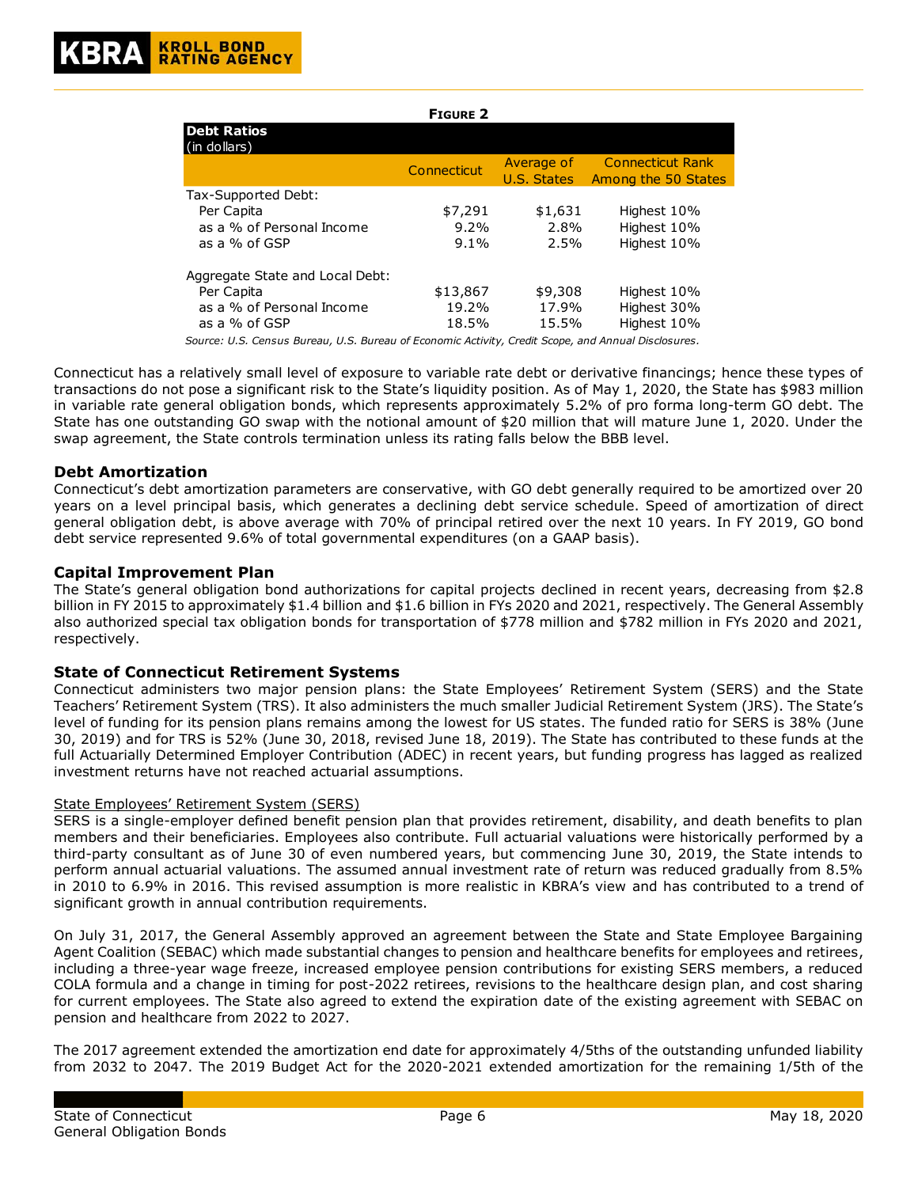**Figure 2**

| Debt Ratios (in dollars) | Connecticut | Average of U.S. States | Connecticut Rank Among the 50 States |
|---|---|---|---|
| Tax-Supported Debt: | | | |
| Per Capita | $7,291 | $1,631 | Highest 10% |
| as a % of Personal Income | 9.2% | 2.8% | Highest 10% |
| as a % of GSP | 9.1% | 2.5% | Highest 10% |
| Aggregate State and Local Debt: | | | |
| Per Capita | $13,867 | $9,308 | Highest 10% |
| as a % of Personal Income | 19.2% | 17.9% | Highest 30% |
| as a % of GSP | 18.5% | 15.5% | Highest 10% |

*Source: U.S. Census Bureau, U.S. Bureau of Economic Activity, Credit Scope, and Annual Disclosures.*

Connecticut has a relatively small level of exposure to variable rate debt or derivative financings; hence these types of transactions do not pose a significant risk to the State's liquidity position. As of May 1, 2020, the State has $983 million in variable rate general obligation bonds, which represents approximately 5.2% of pro forma long-term GO debt. The State has one outstanding GO swap with the notional amount of $20 million that will mature June 1, 2020. Under the swap agreement, the State controls termination unless its rating falls below the BBB level.

## Debt Amortization

Connecticut's debt amortization parameters are conservative, with GO debt generally required to be amortized over 20 years on a level principal basis, which generates a declining debt service schedule. Speed of amortization of direct general obligation debt, is above average with 70% of principal retired over the next 10 years. In FY 2019, GO bond debt service represented 9.6% of total governmental expenditures (on a GAAP basis).

## Capital Improvement Plan

The State's general obligation bond authorizations for capital projects declined in recent years, decreasing from $2.8 billion in FY 2015 to approximately $1.4 billion and $1.6 billion in FYs 2020 and 2021, respectively. The General Assembly also authorized special tax obligation bonds for transportation of $778 million and $782 million in FYs 2020 and 2021, respectively.

## State of Connecticut Retirement Systems

Connecticut administers two major pension plans: the State Employees' Retirement System (SERS) and the State Teachers' Retirement System (TRS). It also administers the much smaller Judicial Retirement System (JRS). The State's level of funding for its pension plans remains among the lowest for US states. The funded ratio for SERS is 38% (June 30, 2019) and for TRS is 52% (June 30, 2018, revised June 18, 2019). The State has contributed to these funds at the full Actuarially Determined Employer Contribution (ADEC) in recent years, but funding progress has lagged as realized investment returns have not reached actuarial assumptions.

State Employees' Retirement System (SERS)

SERS is a single-employer defined benefit pension plan that provides retirement, disability, and death benefits to plan members and their beneficiaries. Employees also contribute. Full actuarial valuations were historically performed by a third-party consultant as of June 30 of even numbered years, but commencing June 30, 2019, the State intends to perform annual actuarial valuations. The assumed annual investment rate of return was reduced gradually from 8.5% in 2010 to 6.9% in 2016. This revised assumption is more realistic in KBRA's view and has contributed to a trend of significant growth in annual contribution requirements.

On July 31, 2017, the General Assembly approved an agreement between the State and State Employee Bargaining Agent Coalition (SEBAC) which made substantial changes to pension and healthcare benefits for employees and retirees, including a three-year wage freeze, increased employee pension contributions for existing SERS members, a reduced COLA formula and a change in timing for post-2022 retirees, revisions to the healthcare design plan, and cost sharing for current employees. The State also agreed to extend the expiration date of the existing agreement with SEBAC on pension and healthcare from 2022 to 2027.

The 2017 agreement extended the amortization end date for approximately 4/5ths of the outstanding unfunded liability from 2032 to 2047. The 2019 Budget Act for the 2020-2021 extended amortization for the remaining 1/5th of the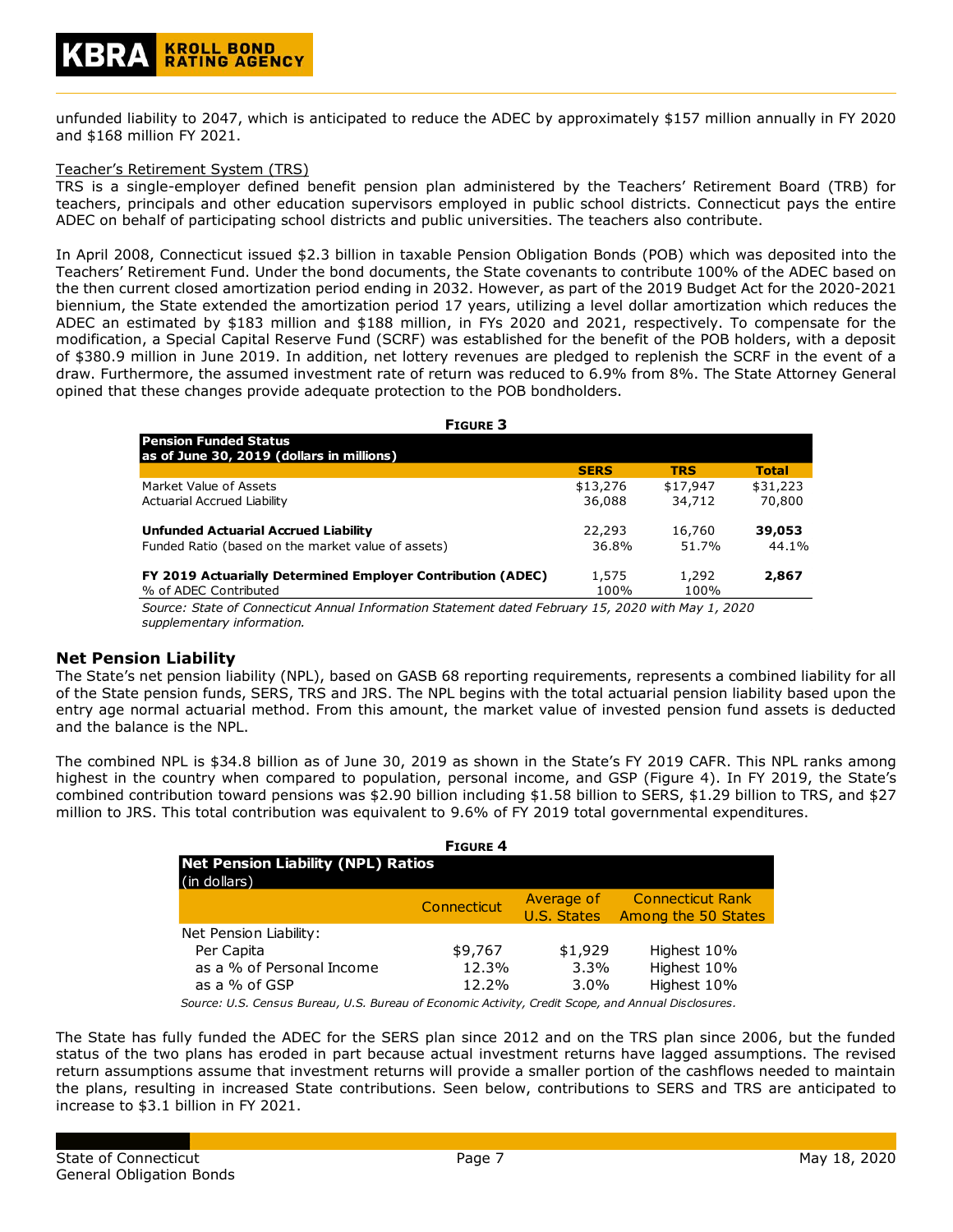unfunded liability to 2047, which is anticipated to reduce the ADEC by approximately $157 million annually in FY 2020 and $168 million FY 2021.

Teacher's Retirement System (TRS)

TRS is a single-employer defined benefit pension plan administered by the Teachers' Retirement Board (TRB) for teachers, principals and other education supervisors employed in public school districts. Connecticut pays the entire ADEC on behalf of participating school districts and public universities. The teachers also contribute.

In April 2008, Connecticut issued $2.3 billion in taxable Pension Obligation Bonds (POB) which was deposited into the Teachers' Retirement Fund. Under the bond documents, the State covenants to contribute 100% of the ADEC based on the then current closed amortization period ending in 2032. However, as part of the 2019 Budget Act for the 2020-2021 biennium, the State extended the amortization period 17 years, utilizing a level dollar amortization which reduces the ADEC an estimated by $183 million and $188 million, in FYs 2020 and 2021, respectively. To compensate for the modification, a Special Capital Reserve Fund (SCRF) was established for the benefit of the POB holders, with a deposit of $380.9 million in June 2019. In addition, net lottery revenues are pledged to replenish the SCRF in the event of a draw. Furthermore, the assumed investment rate of return was reduced to 6.9% from 8%. The State Attorney General opined that these changes provide adequate protection to the POB bondholders.

**FIGURE 3**

| Pension Funded Status as of June 30, 2019 (dollars in millions) | SERS | TRS | Total |
|---|---|---|---|
| Market Value of Assets | $13,276 | $17,947 | $31,223 |
| Actuarial Accrued Liability | 36,088 | 34,712 | 70,800 |
| **Unfunded Actuarial Accrued Liability** | 22,293 | 16,760 | **39,053** |
| Funded Ratio (based on the market value of assets) | 36.8% | 51.7% | 44.1% |
| **FY 2019 Actuarially Determined Employer Contribution (ADEC)** | 1,575 | 1,292 | **2,867** |
| % of ADEC Contributed | 100% | 100% | |

*Source: State of Connecticut Annual Information Statement dated February 15, 2020 with May 1, 2020 supplementary information.*

## Net Pension Liability

The State's net pension liability (NPL), based on GASB 68 reporting requirements, represents a combined liability for all of the State pension funds, SERS, TRS and JRS. The NPL begins with the total actuarial pension liability based upon the entry age normal actuarial method. From this amount, the market value of invested pension fund assets is deducted and the balance is the NPL.

The combined NPL is $34.8 billion as of June 30, 2019 as shown in the State's FY 2019 CAFR. This NPL ranks among highest in the country when compared to population, personal income, and GSP (Figure 4). In FY 2019, the State's combined contribution toward pensions was $2.90 billion including $1.58 billion to SERS, $1.29 billion to TRS, and $27 million to JRS. This total contribution was equivalent to 9.6% of FY 2019 total governmental expenditures.

**FIGURE 4**

| Net Pension Liability (NPL) Ratios (in dollars) | Connecticut | Average of U.S. States | Connecticut Rank Among the 50 States |
|---|---|---|---|
| Net Pension Liability: | | | |
| Per Capita | $9,767 | $1,929 | Highest 10% |
| as a % of Personal Income | 12.3% | 3.3% | Highest 10% |
| as a % of GSP | 12.2% | 3.0% | Highest 10% |

*Source: U.S. Census Bureau, U.S. Bureau of Economic Activity, Credit Scope, and Annual Disclosures.*

The State has fully funded the ADEC for the SERS plan since 2012 and on the TRS plan since 2006, but the funded status of the two plans has eroded in part because actual investment returns have lagged assumptions. The revised return assumptions assume that investment returns will provide a smaller portion of the cashflows needed to maintain the plans, resulting in increased State contributions. Seen below, contributions to SERS and TRS are anticipated to increase to $3.1 billion in FY 2021.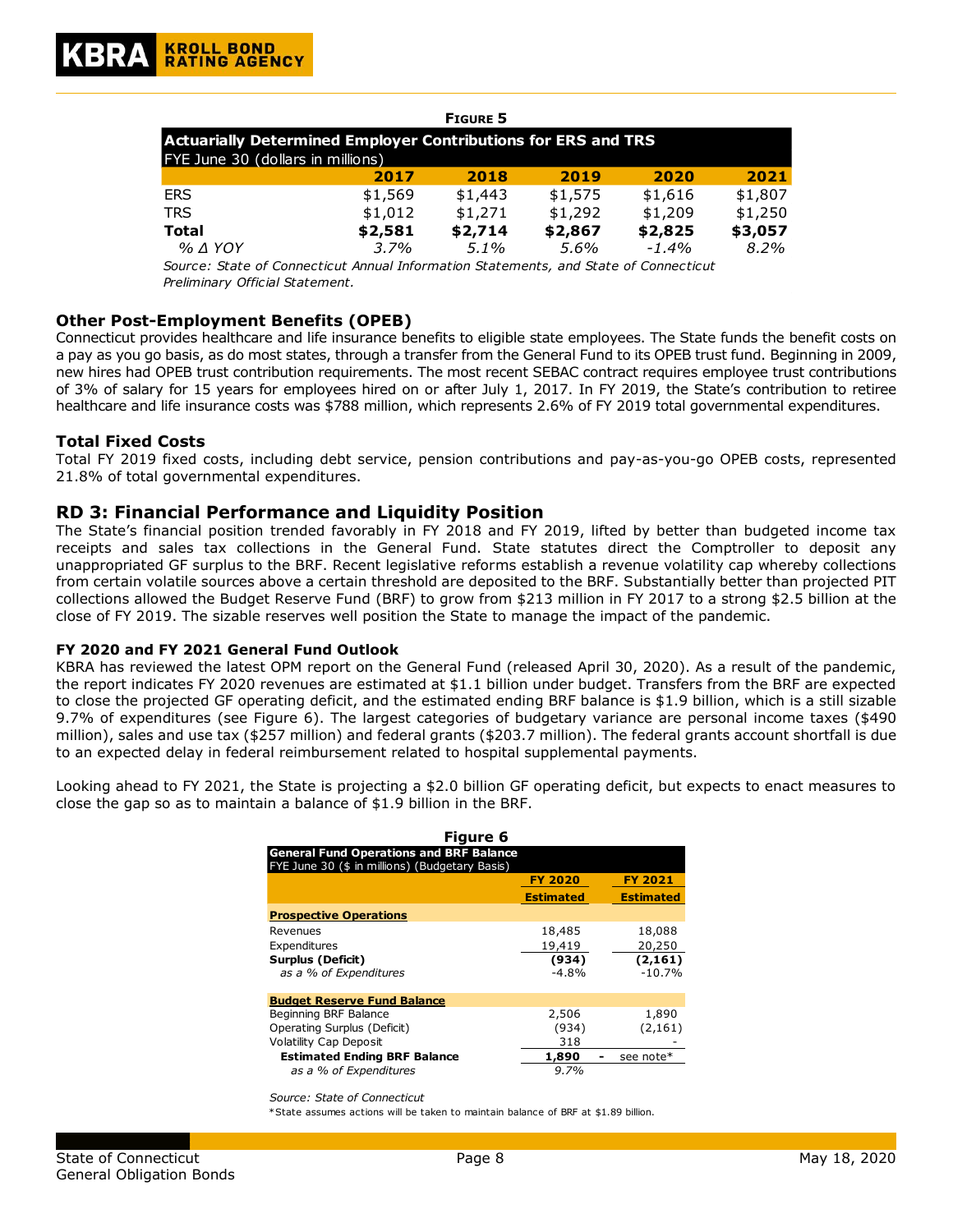**Figure 5**

**Actuarially Determined Employer Contributions for ERS and TRS**
FYE June 30 (dollars in millions)

| | 2017 | 2018 | 2019 | 2020 | 2021 |
|---|---|---|---|---|---|
| ERS | $1,569 | $1,443 | $1,575 | $1,616 | $1,807 |
| TRS | $1,012 | $1,271 | $1,292 | $1,209 | $1,250 |
| **Total** | **$2,581** | **$2,714** | **$2,867** | **$2,825** | **$3,057** |
| *% Δ YOY* | *3.7%* | *5.1%* | *5.6%* | *-1.4%* | *8.2%* |

*Source: State of Connecticut Annual Information Statements, and State of Connecticut Preliminary Official Statement.*

### Other Post-Employment Benefits (OPEB)

Connecticut provides healthcare and life insurance benefits to eligible state employees. The State funds the benefit costs on a pay as you go basis, as do most states, through a transfer from the General Fund to its OPEB trust fund. Beginning in 2009, new hires had OPEB trust contribution requirements. The most recent SEBAC contract requires employee trust contributions of 3% of salary for 15 years for employees hired on or after July 1, 2017. In FY 2019, the State's contribution to retiree healthcare and life insurance costs was $788 million, which represents 2.6% of FY 2019 total governmental expenditures.

### Total Fixed Costs

Total FY 2019 fixed costs, including debt service, pension contributions and pay-as-you-go OPEB costs, represented 21.8% of total governmental expenditures.

## RD 3: Financial Performance and Liquidity Position

The State's financial position trended favorably in FY 2018 and FY 2019, lifted by better than budgeted income tax receipts and sales tax collections in the General Fund. State statutes direct the Comptroller to deposit any unappropriated GF surplus to the BRF. Recent legislative reforms establish a revenue volatility cap whereby collections from certain volatile sources above a certain threshold are deposited to the BRF. Substantially better than projected PIT collections allowed the Budget Reserve Fund (BRF) to grow from $213 million in FY 2017 to a strong $2.5 billion at the close of FY 2019. The sizable reserves well position the State to manage the impact of the pandemic.

#### FY 2020 and FY 2021 General Fund Outlook

KBRA has reviewed the latest OPM report on the General Fund (released April 30, 2020). As a result of the pandemic, the report indicates FY 2020 revenues are estimated at $1.1 billion under budget. Transfers from the BRF are expected to close the projected GF operating deficit, and the estimated ending BRF balance is $1.9 billion, which is a still sizable 9.7% of expenditures (see Figure 6). The largest categories of budgetary variance are personal income taxes ($490 million), sales and use tax ($257 million) and federal grants ($203.7 million). The federal grants account shortfall is due to an expected delay in federal reimbursement related to hospital supplemental payments.

Looking ahead to FY 2021, the State is projecting a $2.0 billion GF operating deficit, but expects to enact measures to close the gap so as to maintain a balance of $1.9 billion in the BRF.

**Figure 6**

**General Fund Operations and BRF Balance**
FYE June 30 ($ in millions) (Budgetary Basis)

| | FY 2020 Estimated | FY 2021 Estimated |
|---|---|---|
| **Prospective Operations** | | |
| Revenues | 18,485 | 18,088 |
| Expenditures | 19,419 | 20,250 |
| **Surplus (Deficit)** | **(934)** | **(2,161)** |
| *as a % of Expenditures* | *-4.8%* | *-10.7%* |
| **Budget Reserve Fund Balance** | | |
| Beginning BRF Balance | 2,506 | 1,890 |
| Operating Surplus (Deficit) | (934) | (2,161) |
| Volatility Cap Deposit | 318 | - |
| **Estimated Ending BRF Balance** | **1,890** | see note* |
| *as a % of Expenditures* | *9.7%* | |

*Source: State of Connecticut*

*State assumes actions will be taken to maintain balance of BRF at $1.89 billion.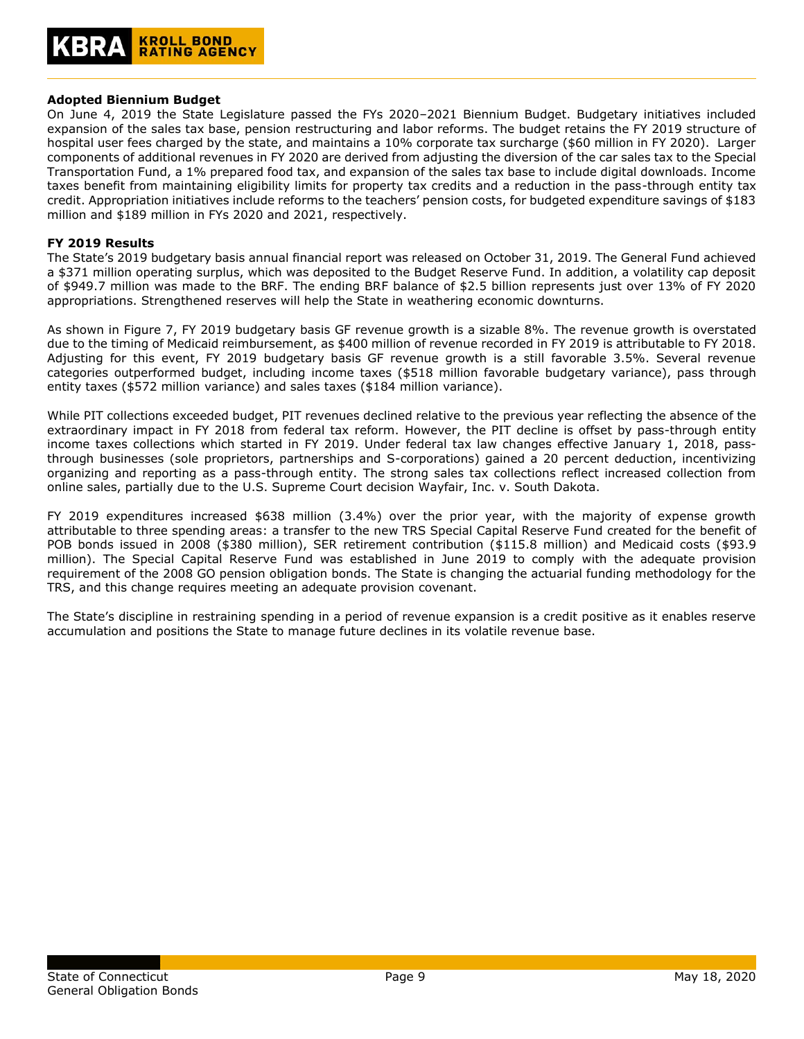**Adopted Biennium Budget**

On June 4, 2019 the State Legislature passed the FYs 2020–2021 Biennium Budget. Budgetary initiatives included expansion of the sales tax base, pension restructuring and labor reforms. The budget retains the FY 2019 structure of hospital user fees charged by the state, and maintains a 10% corporate tax surcharge ($60 million in FY 2020). Larger components of additional revenues in FY 2020 are derived from adjusting the diversion of the car sales tax to the Special Transportation Fund, a 1% prepared food tax, and expansion of the sales tax base to include digital downloads. Income taxes benefit from maintaining eligibility limits for property tax credits and a reduction in the pass-through entity tax credit. Appropriation initiatives include reforms to the teachers' pension costs, for budgeted expenditure savings of $183 million and $189 million in FYs 2020 and 2021, respectively.

**FY 2019 Results**

The State's 2019 budgetary basis annual financial report was released on October 31, 2019. The General Fund achieved a $371 million operating surplus, which was deposited to the Budget Reserve Fund. In addition, a volatility cap deposit of $949.7 million was made to the BRF. The ending BRF balance of $2.5 billion represents just over 13% of FY 2020 appropriations. Strengthened reserves will help the State in weathering economic downturns.

As shown in Figure 7, FY 2019 budgetary basis GF revenue growth is a sizable 8%. The revenue growth is overstated due to the timing of Medicaid reimbursement, as $400 million of revenue recorded in FY 2019 is attributable to FY 2018. Adjusting for this event, FY 2019 budgetary basis GF revenue growth is a still favorable 3.5%. Several revenue categories outperformed budget, including income taxes ($518 million favorable budgetary variance), pass through entity taxes ($572 million variance) and sales taxes ($184 million variance).

While PIT collections exceeded budget, PIT revenues declined relative to the previous year reflecting the absence of the extraordinary impact in FY 2018 from federal tax reform. However, the PIT decline is offset by pass-through entity income taxes collections which started in FY 2019. Under federal tax law changes effective January 1, 2018, pass-through businesses (sole proprietors, partnerships and S-corporations) gained a 20 percent deduction, incentivizing organizing and reporting as a pass-through entity. The strong sales tax collections reflect increased collection from online sales, partially due to the U.S. Supreme Court decision Wayfair, Inc. v. South Dakota.

FY 2019 expenditures increased $638 million (3.4%) over the prior year, with the majority of expense growth attributable to three spending areas: a transfer to the new TRS Special Capital Reserve Fund created for the benefit of POB bonds issued in 2008 ($380 million), SER retirement contribution ($115.8 million) and Medicaid costs ($93.9 million). The Special Capital Reserve Fund was established in June 2019 to comply with the adequate provision requirement of the 2008 GO pension obligation bonds. The State is changing the actuarial funding methodology for the TRS, and this change requires meeting an adequate provision covenant.

The State's discipline in restraining spending in a period of revenue expansion is a credit positive as it enables reserve accumulation and positions the State to manage future declines in its volatile revenue base.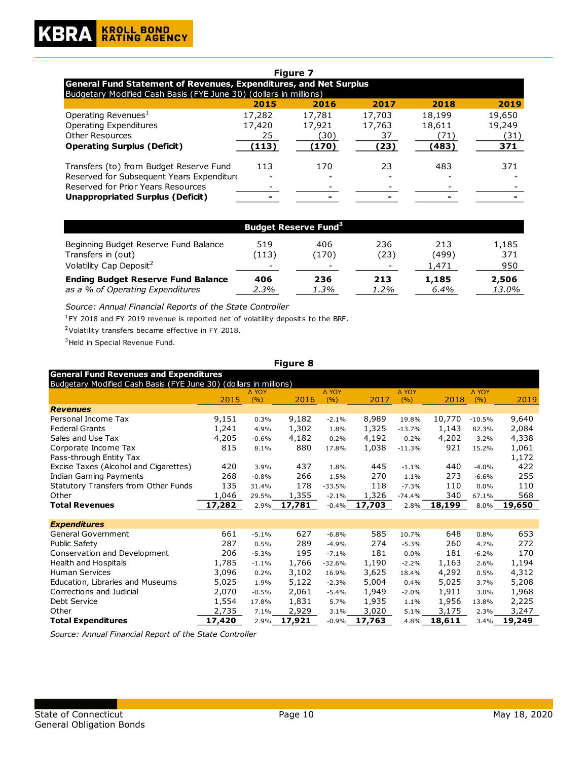**Figure 7**

| General Fund Statement of Revenues, Expenditures, and Net Surplus<br>Budgetary Modified Cash Basis (FYE June 30) (dollars in millions) | 2015 | 2016 | 2017 | 2018 | 2019 |
|---|---|---|---|---|---|
| Operating Revenues[1] | 17,282 | 17,781 | 17,703 | 18,199 | 19,650 |
| Operating Expenditures | 17,420 | 17,921 | 17,763 | 18,611 | 19,249 |
| Other Resources | 25 | (30) | 37 | (71) | (31) |
| **Operating Surplus (Deficit)** | **(113)** | **(170)** | **(23)** | **(483)** | **371** |
| | | | | | |
| Transfers (to) from Budget Reserve Fund | 113 | 170 | 23 | 483 | 371 |
| Reserved for Subsequent Years Expenditure | - | - | - | - | - |
| Reserved for Prior Years Resources | - | - | - | - | - |
| **Unappropriated Surplus (Deficit)** | **-** | **-** | **-** | **-** | **-** |

| Budget Reserve Fund[3] | 2015 | 2016 | 2017 | 2018 | 2019 |
|---|---|---|---|---|---|
| Beginning Budget Reserve Fund Balance | 519 | 406 | 236 | 213 | 1,185 |
| Transfers in (out) | (113) | (170) | (23) | (499) | 371 |
| Volatility Cap Deposit[2] | - | - | - | 1,471 | 950 |
| **Ending Budget Reserve Fund Balance** | **406** | **236** | **213** | **1,185** | **2,506** |
| *as a % of Operating Expenditures* | *2.3%* | *1.3%* | *1.2%* | *6.4%* | *13.0%* |

*Source: Annual Financial Reports of the State Controller*

[1]FY 2018 and FY 2019 revenue is reported net of volatility deposits to the BRF.

[2]Volatility transfers became effective in FY 2018.

[3]Held in Special Revenue Fund.

**Figure 8**

| General Fund Revenues and Expenditures<br>Budgetary Modified Cash Basis (FYE June 30) (dollars in millions) | 2015 | Δ YOY (%) | 2016 | Δ YOY (%) | 2017 | Δ YOY (%) | 2018 | Δ YOY (%) | 2019 |
|---|---|---|---|---|---|---|---|---|---|
| ***Revenues*** | | | | | | | | | |
| Personal Income Tax | 9,151 | 0.3% | 9,182 | -2.1% | 8,989 | 19.8% | 10,770 | -10.5% | 9,640 |
| Federal Grants | 1,241 | 4.9% | 1,302 | 1.8% | 1,325 | -13.7% | 1,143 | 82.3% | 2,084 |
| Sales and Use Tax | 4,205 | -0.6% | 4,182 | 0.2% | 4,192 | 0.2% | 4,202 | 3.2% | 4,338 |
| Corporate Income Tax | 815 | 8.1% | 880 | 17.8% | 1,038 | -11.3% | 921 | 15.2% | 1,061 |
| Pass-through Entity Tax | | | | | | | | | 1,172 |
| Excise Taxes (Alcohol and Cigarettes) | 420 | 3.9% | 437 | 1.8% | 445 | -1.1% | 440 | -4.0% | 422 |
| Indian Gaming Payments | 268 | -0.8% | 266 | 1.5% | 270 | 1.1% | 273 | -6.6% | 255 |
| Statutory Transfers from Other Funds | 135 | 31.4% | 178 | -33.5% | 118 | -7.3% | 110 | 0.0% | 110 |
| Other | 1,046 | 29.5% | 1,355 | -2.1% | 1,326 | -74.4% | 340 | 67.1% | 568 |
| **Total Revenues** | **17,282** | 2.9% | **17,781** | -0.4% | **17,703** | 2.8% | **18,199** | 8.0% | **19,650** |
| ***Expenditures*** | | | | | | | | | |
| General Government | 661 | -5.1% | 627 | -6.8% | 585 | 10.7% | 648 | 0.8% | 653 |
| Public Safety | 287 | 0.5% | 289 | -4.9% | 274 | -5.3% | 260 | 4.7% | 272 |
| Conservation and Development | 206 | -5.3% | 195 | -7.1% | 181 | 0.0% | 181 | -6.2% | 170 |
| Health and Hospitals | 1,785 | -1.1% | 1,766 | -32.6% | 1,190 | -2.2% | 1,163 | 2.6% | 1,194 |
| Human Services | 3,096 | 0.2% | 3,102 | 16.9% | 3,625 | 18.4% | 4,292 | 0.5% | 4,312 |
| Education, Libraries and Museums | 5,025 | 1.9% | 5,122 | -2.3% | 5,004 | 0.4% | 5,025 | 3.7% | 5,208 |
| Corrections and Judicial | 2,070 | -0.5% | 2,061 | -5.4% | 1,949 | -2.0% | 1,911 | 3.0% | 1,968 |
| Debt Service | 1,554 | 17.8% | 1,831 | 5.7% | 1,935 | 1.1% | 1,956 | 13.8% | 2,225 |
| Other | 2,735 | 7.1% | 2,929 | 3.1% | 3,020 | 5.1% | 3,175 | 2.3% | 3,247 |
| **Total Expenditures** | **17,420** | 2.9% | **17,921** | -0.9% | **17,763** | 4.8% | **18,611** | 3.4% | **19,249** |

*Source: Annual Financial Report of the State Controller*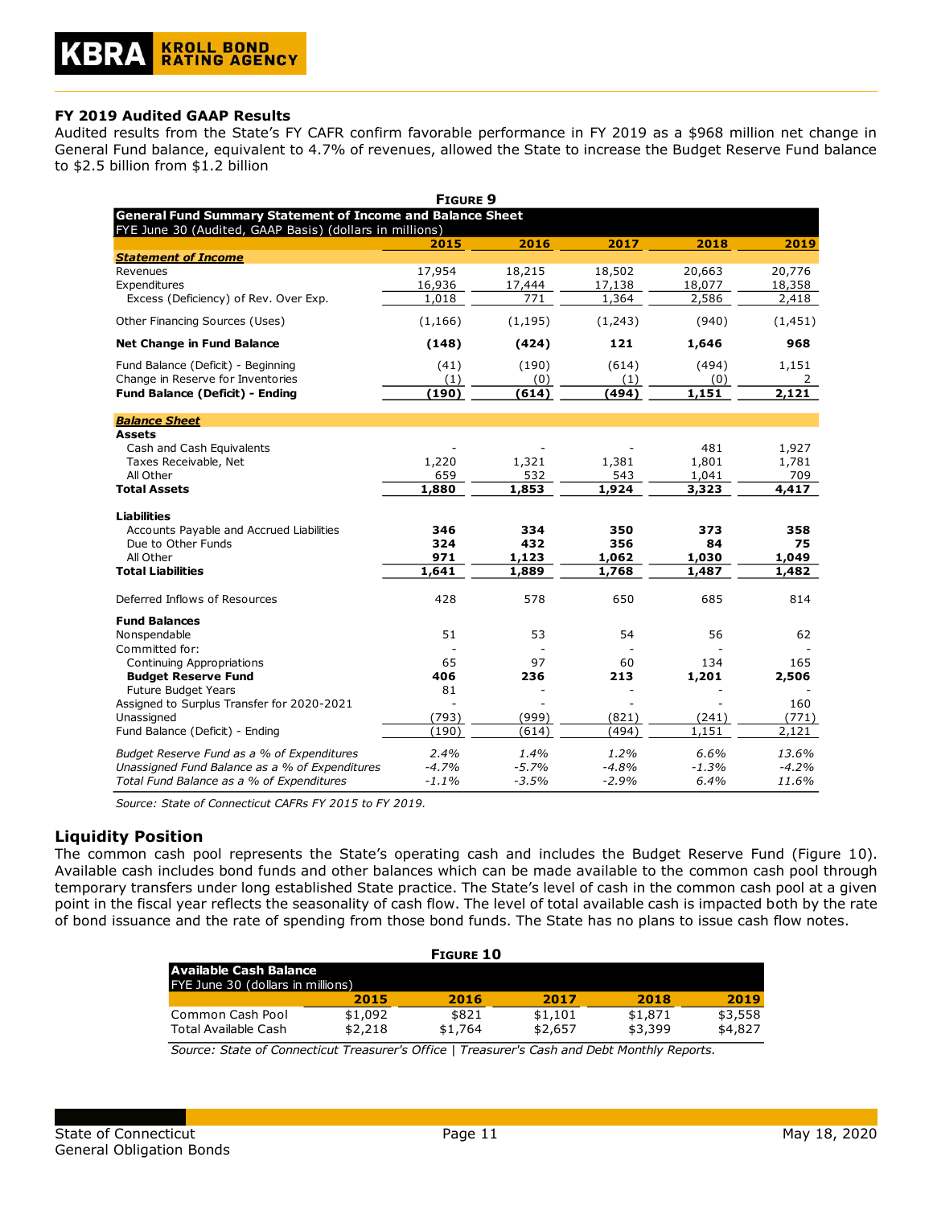### FY 2019 Audited GAAP Results

Audited results from the State's FY CAFR confirm favorable performance in FY 2019 as a $968 million net change in General Fund balance, equivalent to 4.7% of revenues, allowed the State to increase the Budget Reserve Fund balance to $2.5 billion from $1.2 billion

**FIGURE 9**

**General Fund Summary Statement of Income and Balance Sheet**
FYE June 30 (Audited, GAAP Basis) (dollars in millions)

| | 2015 | 2016 | 2017 | 2018 | 2019 |
|---|---|---|---|---|---|
| ***Statement of Income*** | | | | | |
| Revenues | 17,954 | 18,215 | 18,502 | 20,663 | 20,776 |
| Expenditures | 16,936 | 17,444 | 17,138 | 18,077 | 18,358 |
| Excess (Deficiency) of Rev. Over Exp. | 1,018 | 771 | 1,364 | 2,586 | 2,418 |
| Other Financing Sources (Uses) | (1,166) | (1,195) | (1,243) | (940) | (1,451) |
| **Net Change in Fund Balance** | **(148)** | **(424)** | **121** | **1,646** | **968** |
| Fund Balance (Deficit) - Beginning | (41) | (190) | (614) | (494) | 1,151 |
| Change in Reserve for Inventories | (1) | (0) | (1) | (0) | 2 |
| **Fund Balance (Deficit) - Ending** | **(190)** | **(614)** | **(494)** | **1,151** | **2,121** |
| ***Balance Sheet*** | | | | | |
| **Assets** | | | | | |
| Cash and Cash Equivalents | - | - | - | 481 | 1,927 |
| Taxes Receivable, Net | 1,220 | 1,321 | 1,381 | 1,801 | 1,781 |
| All Other | 659 | 532 | 543 | 1,041 | 709 |
| **Total Assets** | **1,880** | **1,853** | **1,924** | **3,323** | **4,417** |
| **Liabilities** | | | | | |
| Accounts Payable and Accrued Liabilities | **346** | **334** | **350** | **373** | **358** |
| Due to Other Funds | **324** | **432** | **356** | **84** | **75** |
| All Other | **971** | **1,123** | **1,062** | **1,030** | **1,049** |
| **Total Liabilities** | **1,641** | **1,889** | **1,768** | **1,487** | **1,482** |
| Deferred Inflows of Resources | 428 | 578 | 650 | 685 | 814 |
| **Fund Balances** | | | | | |
| Nonspendable | 51 | 53 | 54 | 56 | 62 |
| Committed for: | - | - | - | - | - |
| Continuing Appropriations | 65 | 97 | 60 | 134 | 165 |
| **Budget Reserve Fund** | **406** | **236** | **213** | **1,201** | **2,506** |
| Future Budget Years | 81 | - | - | - | - |
| Assigned to Surplus Transfer for 2020-2021 | - | - | - | - | 160 |
| Unassigned | (793) | (999) | (821) | (241) | (771) |
| Fund Balance (Deficit) - Ending | (190) | (614) | (494) | 1,151 | 2,121 |
| *Budget Reserve Fund as a % of Expenditures* | *2.4%* | *1.4%* | *1.2%* | *6.6%* | *13.6%* |
| *Unassigned Fund Balance as a % of Expenditures* | *-4.7%* | *-5.7%* | *-4.8%* | *-1.3%* | *-4.2%* |
| *Total Fund Balance as a % of Expenditures* | *-1.1%* | *-3.5%* | *-2.9%* | *6.4%* | *11.6%* |

*Source: State of Connecticut CAFRs FY 2015 to FY 2019.*

## Liquidity Position

The common cash pool represents the State's operating cash and includes the Budget Reserve Fund (Figure 10). Available cash includes bond funds and other balances which can be made available to the common cash pool through temporary transfers under long established State practice. The State's level of cash in the common cash pool at a given point in the fiscal year reflects the seasonality of cash flow. The level of total available cash is impacted both by the rate of bond issuance and the rate of spending from those bond funds. The State has no plans to issue cash flow notes.

**FIGURE 10**

**Available Cash Balance**
FYE June 30 (dollars in millions)

| | 2015 | 2016 | 2017 | 2018 | 2019 |
|---|---|---|---|---|---|
| Common Cash Pool | $1,092 | $821 | $1,101 | $1,871 | $3,558 |
| Total Available Cash | $2,218 | $1,764 | $2,657 | $3,399 | $4,827 |

*Source: State of Connecticut Treasurer's Office | Treasurer's Cash and Debt Monthly Reports.*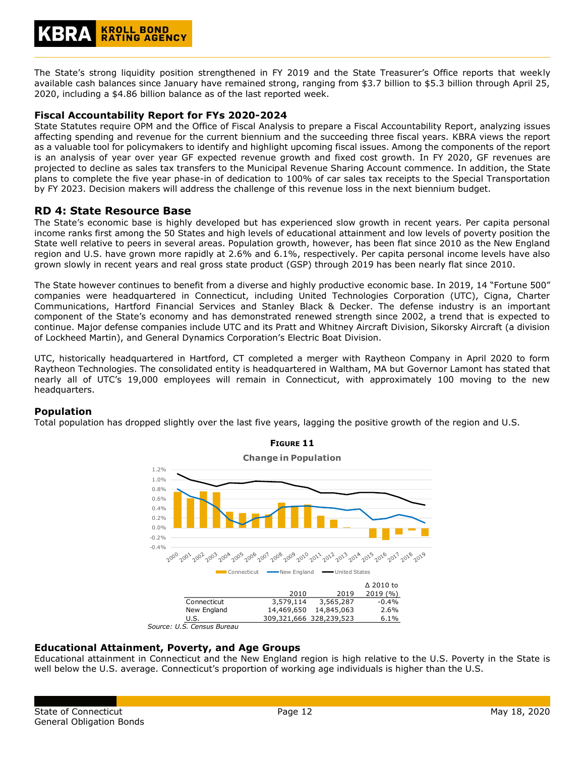The State's strong liquidity position strengthened in FY 2019 and the State Treasurer's Office reports that weekly available cash balances since January have remained strong, ranging from $3.7 billion to $5.3 billion through April 25, 2020, including a $4.86 billion balance as of the last reported week.

### Fiscal Accountability Report for FYs 2020-2024

State Statutes require OPM and the Office of Fiscal Analysis to prepare a Fiscal Accountability Report, analyzing issues affecting spending and revenue for the current biennium and the succeeding three fiscal years. KBRA views the report as a valuable tool for policymakers to identify and highlight upcoming fiscal issues. Among the components of the report is an analysis of year over year GF expected revenue growth and fixed cost growth. In FY 2020, GF revenues are projected to decline as sales tax transfers to the Municipal Revenue Sharing Account commence. In addition, the State plans to complete the five year phase-in of dedication to 100% of car sales tax receipts to the Special Transportation by FY 2023. Decision makers will address the challenge of this revenue loss in the next biennium budget.

## RD 4: State Resource Base

The State's economic base is highly developed but has experienced slow growth in recent years. Per capita personal income ranks first among the 50 States and high levels of educational attainment and low levels of poverty position the State well relative to peers in several areas. Population growth, however, has been flat since 2010 as the New England region and U.S. have grown more rapidly at 2.6% and 6.1%, respectively. Per capita personal income levels have also grown slowly in recent years and real gross state product (GSP) through 2019 has been nearly flat since 2010.

The State however continues to benefit from a diverse and highly productive economic base. In 2019, 14 "Fortune 500" companies were headquartered in Connecticut, including United Technologies Corporation (UTC), Cigna, Charter Communications, Hartford Financial Services and Stanley Black & Decker. The defense industry is an important component of the State's economy and has demonstrated renewed strength since 2002, a trend that is expected to continue. Major defense companies include UTC and its Pratt and Whitney Aircraft Division, Sikorsky Aircraft (a division of Lockheed Martin), and General Dynamics Corporation's Electric Boat Division.

UTC, historically headquartered in Hartford, CT completed a merger with Raytheon Company in April 2020 to form Raytheon Technologies. The consolidated entity is headquartered in Waltham, MA but Governor Lamont has stated that nearly all of UTC's 19,000 employees will remain in Connecticut, with approximately 100 moving to the new headquarters.

### Population

Total population has dropped slightly over the last five years, lagging the positive growth of the region and U.S.

**FIGURE 11**

**Change in Population**

| | 2010 | 2019 | Δ 2010 to 2019 (%) |
|---|---|---|---|
| Connecticut | 3,579,114 | 3,565,287 | -0.4% |
| New England | 14,469,650 | 14,845,063 | 2.6% |
| U.S. | 309,321,666 | 328,239,523 | 6.1% |

*Source: U.S. Census Bureau*

### Educational Attainment, Poverty, and Age Groups

Educational attainment in Connecticut and the New England region is high relative to the U.S. Poverty in the State is well below the U.S. average. Connecticut's proportion of working age individuals is higher than the U.S.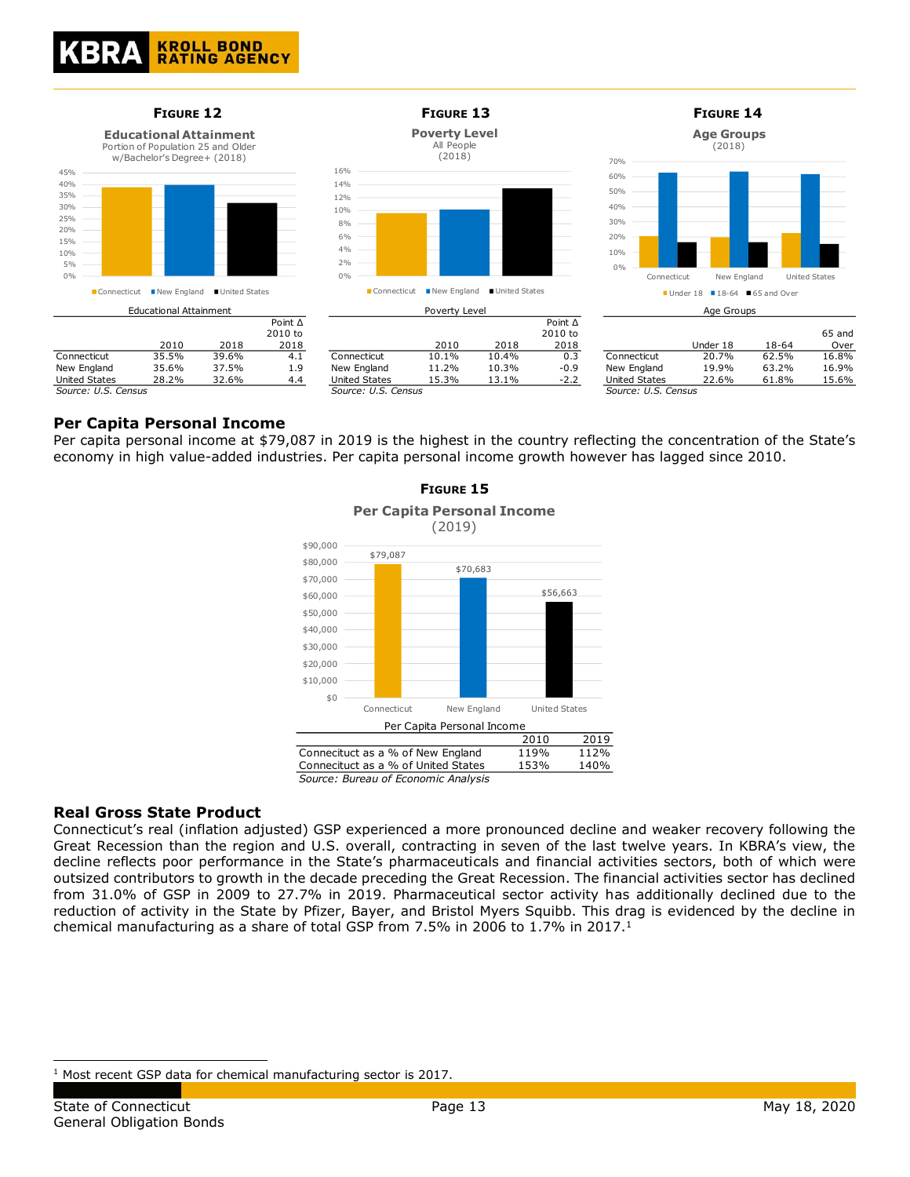**Figure 12**

**Educational Attainment**
Portion of Population 25 and Older w/Bachelor's Degree+ (2018)

Educational Attainment

| | 2010 | 2018 | Point Δ 2010 to 2018 |
|---|---|---|---|
| Connecticut | 35.5% | 39.6% | 4.1 |
| New England | 35.6% | 37.5% | 1.9 |
| United States | 28.2% | 32.6% | 4.4 |

*Source: U.S. Census*

**Figure 13**

**Poverty Level**
All People (2018)

Poverty Level

| | 2010 | 2018 | Point Δ 2010 to 2018 |
|---|---|---|---|
| Connecticut | 10.1% | 10.4% | 0.3 |
| New England | 11.2% | 10.3% | -0.9 |
| United States | 15.3% | 13.1% | -2.2 |

*Source: U.S. Census*

**Figure 14**

**Age Groups**
(2018)

Age Groups

| | Under 18 | 18-64 | 65 and Over |
|---|---|---|---|
| Connecticut | 20.7% | 62.5% | 16.8% |
| New England | 19.9% | 63.2% | 16.9% |
| United States | 22.6% | 61.8% | 15.6% |

*Source: U.S. Census*

## Per Capita Personal Income

Per capita personal income at $79,087 in 2019 is the highest in the country reflecting the concentration of the State's economy in high value-added industries. Per capita personal income growth however has lagged since 2010.

**Figure 15**

**Per Capita Personal Income**
(2019)

Connecticut: $79,087; New England: $70,683; United States: $56,663

Per Capita Personal Income

| | 2010 | 2019 |
|---|---|---|
| Connecticut as a % of New England | 119% | 112% |
| Connecticut as a % of United States | 153% | 140% |

*Source: Bureau of Economic Analysis*

## Real Gross State Product

Connecticut's real (inflation adjusted) GSP experienced a more pronounced decline and weaker recovery following the Great Recession than the region and U.S. overall, contracting in seven of the last twelve years. In KBRA's view, the decline reflects poor performance in the State's pharmaceuticals and financial activities sectors, both of which were outsized contributors to growth in the decade preceding the Great Recession. The financial activities sector has declined from 31.0% of GSP in 2009 to 27.7% in 2019. Pharmaceutical sector activity has additionally declined due to the reduction of activity in the State by Pfizer, Bayer, and Bristol Myers Squibb. This drag is evidenced by the decline in chemical manufacturing as a share of total GSP from 7.5% in 2006 to 1.7% in 2017.[1]

[1] Most recent GSP data for chemical manufacturing sector is 2017.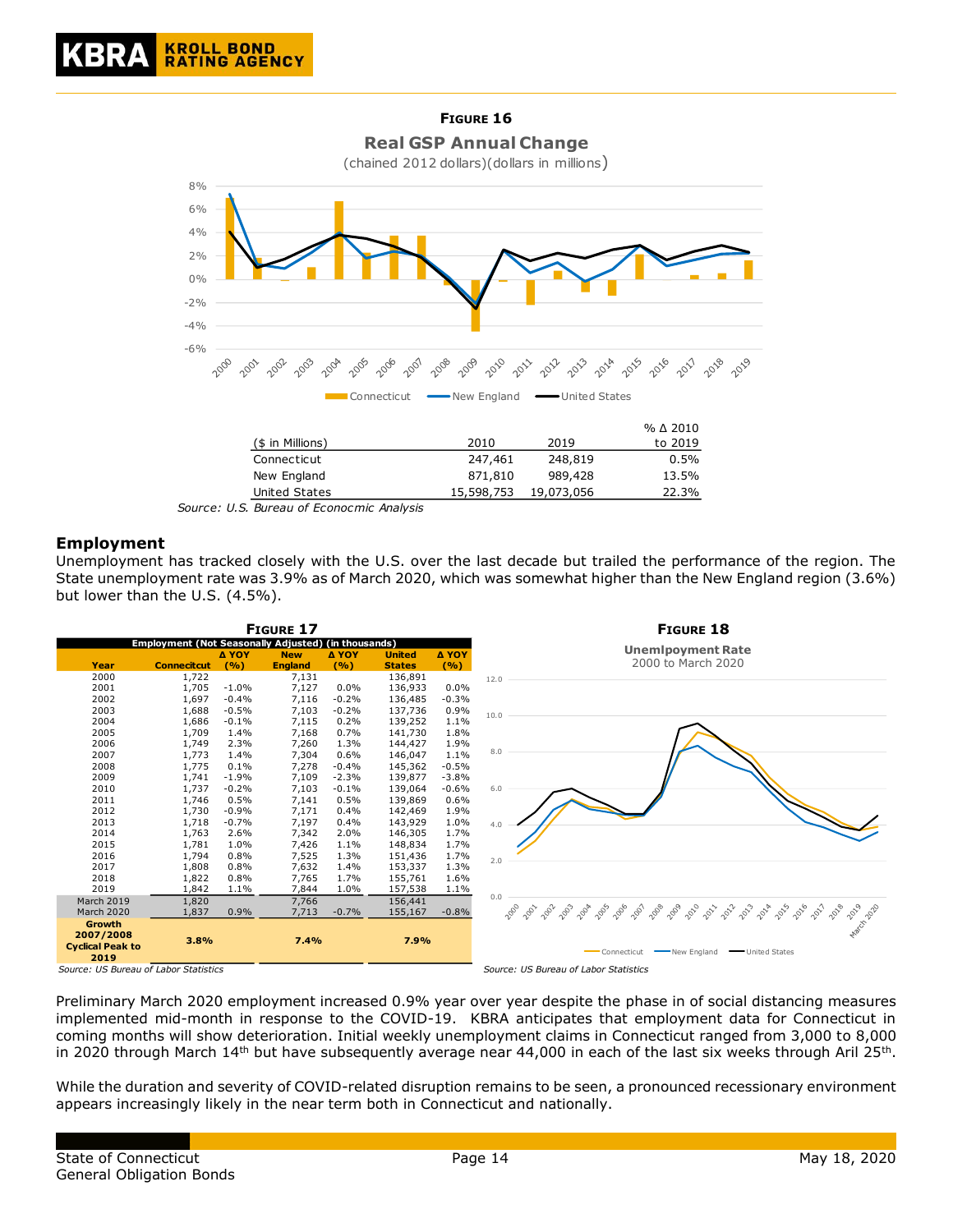**FIGURE 16**

**Real GSP Annual Change**

(chained 2012 dollars)(dollars in millions)

| ($ in Millions) | 2010 | 2019 | % Δ 2010 to 2019 |
|---|---|---|---|
| Connecticut | 247,461 | 248,819 | 0.5% |
| New England | 871,810 | 989,428 | 13.5% |
| United States | 15,598,753 | 19,073,056 | 22.3% |

*Source: U.S. Bureau of Econocmic Analysis*

## Employment

Unemployment has tracked closely with the U.S. over the last decade but trailed the performance of the region. The State unemployment rate was 3.9% as of March 2020, which was somewhat higher than the New England region (3.6%) but lower than the U.S. (4.5%).

**FIGURE 17**

Employment (Not Seasonally Adjusted) (in thousands)

| Year | Connecitcut | Δ YOY (%) | New England | Δ YOY (%) | United States | Δ YOY (%) |
|---|---|---|---|---|---|---|
| 2000 | 1,722 | | 7,131 | | 136,891 | |
| 2001 | 1,705 | -1.0% | 7,127 | 0.0% | 136,933 | 0.0% |
| 2002 | 1,697 | -0.4% | 7,116 | -0.2% | 136,485 | -0.3% |
| 2003 | 1,688 | -0.5% | 7,103 | -0.2% | 137,736 | 0.9% |
| 2004 | 1,686 | -0.1% | 7,115 | 0.2% | 139,252 | 1.1% |
| 2005 | 1,709 | 1.4% | 7,168 | 0.7% | 141,730 | 1.8% |
| 2006 | 1,749 | 2.3% | 7,260 | 1.3% | 144,427 | 1.9% |
| 2007 | 1,773 | 1.4% | 7,304 | 0.6% | 146,047 | 1.1% |
| 2008 | 1,775 | 0.1% | 7,278 | -0.4% | 145,362 | -0.5% |
| 2009 | 1,741 | -1.9% | 7,109 | -2.3% | 139,877 | -3.8% |
| 2010 | 1,737 | -0.2% | 7,103 | -0.1% | 139,064 | -0.6% |
| 2011 | 1,746 | 0.5% | 7,141 | 0.5% | 139,869 | 0.6% |
| 2012 | 1,730 | -0.9% | 7,171 | 0.4% | 142,469 | 1.9% |
| 2013 | 1,718 | -0.7% | 7,197 | 0.4% | 143,929 | 1.0% |
| 2014 | 1,763 | 2.6% | 7,342 | 2.0% | 146,305 | 1.7% |
| 2015 | 1,781 | 1.0% | 7,426 | 1.1% | 148,834 | 1.7% |
| 2016 | 1,794 | 0.8% | 7,525 | 1.3% | 151,436 | 1.7% |
| 2017 | 1,808 | 0.8% | 7,632 | 1.4% | 153,337 | 1.3% |
| 2018 | 1,822 | 0.8% | 7,765 | 1.7% | 155,761 | 1.6% |
| 2019 | 1,842 | 1.1% | 7,844 | 1.0% | 157,538 | 1.1% |
| March 2019 | 1,820 | | 7,766 | | 156,441 | |
| March 2020 | 1,837 | 0.9% | 7,713 | -0.7% | 155,167 | -0.8% |
| Growth 2007/2008 Cyclical Peak to 2019 | 3.8% | | 7.4% | | 7.9% | |

*Source: US Bureau of Labor Statistics*

**FIGURE 18**

**Unemlpoyment Rate**

2000 to March 2020

*Source: US Bureau of Labor Statistics*

Preliminary March 2020 employment increased 0.9% year over year despite the phase in of social distancing measures implemented mid-month in response to the COVID-19. KBRA anticipates that employment data for Connecticut in coming months will show deterioration. Initial weekly unemployment claims in Connecticut ranged from 3,000 to 8,000 in 2020 through March 14th but have subsequently average near 44,000 in each of the last six weeks through Aril 25th.

While the duration and severity of COVID-related disruption remains to be seen, a pronounced recessionary environment appears increasingly likely in the near term both in Connecticut and nationally.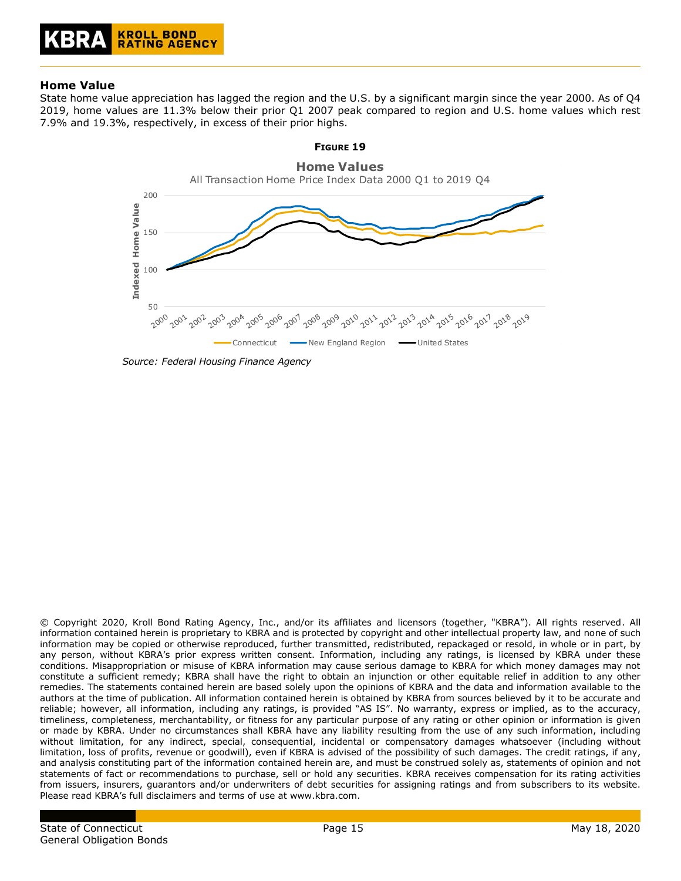## Home Value

State home value appreciation has lagged the region and the U.S. by a significant margin since the year 2000. As of Q4 2019, home values are 11.3% below their prior Q1 2007 peak compared to region and U.S. home values which rest 7.9% and 19.3%, respectively, in excess of their prior highs.

**FIGURE 19**

**Home Values**

All Transaction Home Price Index Data 2000 Q1 to 2019 Q4

Indexed Home Value

200
150
100
50

2000 2001 2002 2003 2004 2005 2006 2007 2008 2009 2010 2011 2012 2013 2014 2015 2016 2017 2018 2019

Connecticut — New England Region — United States

*Source: Federal Housing Finance Agency*

© Copyright 2020, Kroll Bond Rating Agency, Inc., and/or its affiliates and licensors (together, "KBRA"). All rights reserved. All information contained herein is proprietary to KBRA and is protected by copyright and other intellectual property law, and none of such information may be copied or otherwise reproduced, further transmitted, redistributed, repackaged or resold, in whole or in part, by any person, without KBRA's prior express written consent. Information, including any ratings, is licensed by KBRA under these conditions. Misappropriation or misuse of KBRA information may cause serious damage to KBRA for which money damages may not constitute a sufficient remedy; KBRA shall have the right to obtain an injunction or other equitable relief in addition to any other remedies. The statements contained herein are based solely upon the opinions of KBRA and the data and information available to the authors at the time of publication. All information contained herein is obtained by KBRA from sources believed by it to be accurate and reliable; however, all information, including any ratings, is provided "AS IS". No warranty, express or implied, as to the accuracy, timeliness, completeness, merchantability, or fitness for any particular purpose of any rating or other opinion or information is given or made by KBRA. Under no circumstances shall KBRA have any liability resulting from the use of any such information, including without limitation, for any indirect, special, consequential, incidental or compensatory damages whatsoever (including without limitation, loss of profits, revenue or goodwill), even if KBRA is advised of the possibility of such damages. The credit ratings, if any, and analysis constituting part of the information contained herein are, and must be construed solely as, statements of opinion and not statements of fact or recommendations to purchase, sell or hold any securities. KBRA receives compensation for its rating activities from issuers, insurers, guarantors and/or underwriters of debt securities for assigning ratings and from subscribers to its website. Please read KBRA's full disclaimers and terms of use at www.kbra.com.